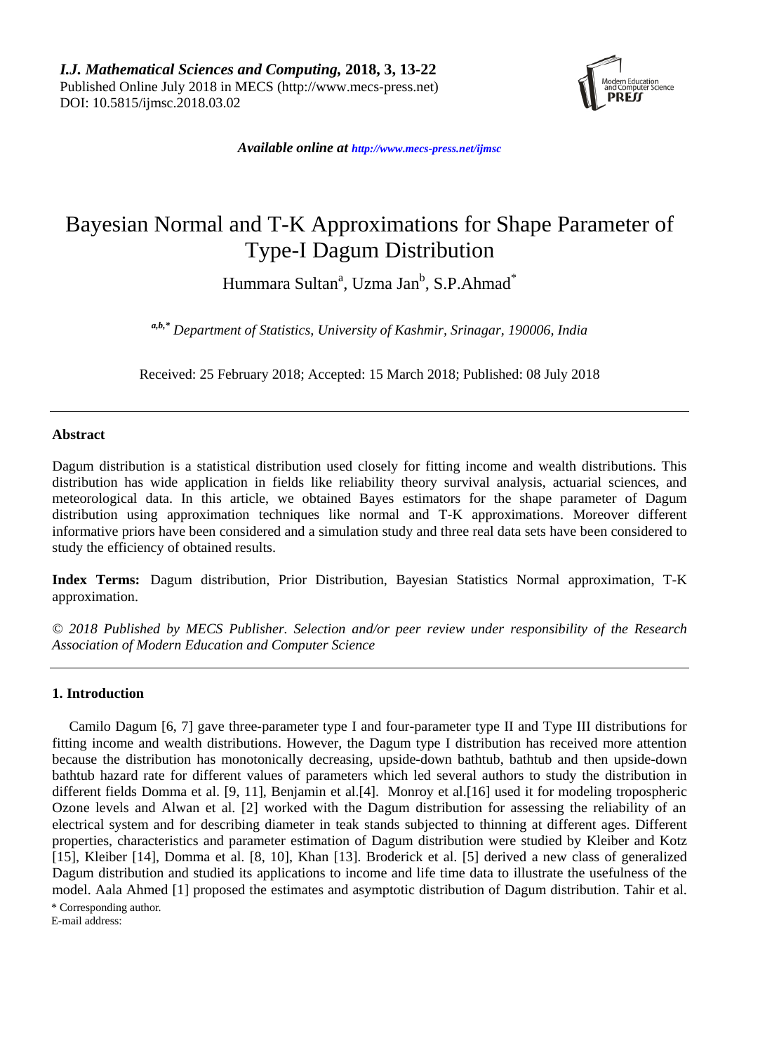*I.J. Mathematical Sciences and Computing,* **2018, 3, 13-22**
Published Online July 2018 in MECS (http://www.mecs-press.net)
DOI: 10.5815/ijmsc.2018.03.02

*Available online at http://www.mecs-press.net/ijmsc*

# Bayesian Normal and T-K Approximations for Shape Parameter of Type-I Dagum Distribution

Hummara Sultan[a], Uzma Jan[b], S.P.Ahmad[*]

*[a,b,*] Department of Statistics, University of Kashmir, Srinagar, 190006, India*

Received: 25 February 2018; Accepted: 15 March 2018; Published: 08 July 2018

---

### Abstract

Dagum distribution is a statistical distribution used closely for fitting income and wealth distributions. This distribution has wide application in fields like reliability theory survival analysis, actuarial sciences, and meteorological data. In this article, we obtained Bayes estimators for the shape parameter of Dagum distribution using approximation techniques like normal and T-K approximations. Moreover different informative priors have been considered and a simulation study and three real data sets have been considered to study the efficiency of obtained results.

**Index Terms:** Dagum distribution, Prior Distribution, Bayesian Statistics Normal approximation, T-K approximation.

*© 2018 Published by MECS Publisher. Selection and/or peer review under responsibility of the Research Association of Modern Education and Computer Science*

---

### 1. Introduction

Camilo Dagum [6, 7] gave three-parameter type I and four-parameter type II and Type III distributions for fitting income and wealth distributions. However, the Dagum type I distribution has received more attention because the distribution has monotonically decreasing, upside-down bathtub, bathtub and then upside-down bathtub hazard rate for different values of parameters which led several authors to study the distribution in different fields Domma et al. [9, 11], Benjamin et al.[4]. Monroy et al.[16] used it for modeling tropospheric Ozone levels and Alwan et al. [2] worked with the Dagum distribution for assessing the reliability of an electrical system and for describing diameter in teak stands subjected to thinning at different ages. Different properties, characteristics and parameter estimation of Dagum distribution were studied by Kleiber and Kotz [15], Kleiber [14], Domma et al. [8, 10], Khan [13]. Broderick et al. [5] derived a new class of generalized Dagum distribution and studied its applications to income and life time data to illustrate the usefulness of the model. Aala Ahmed [1] proposed the estimates and asymptotic distribution of Dagum distribution. Tahir et al.

\* Corresponding author.
E-mail address: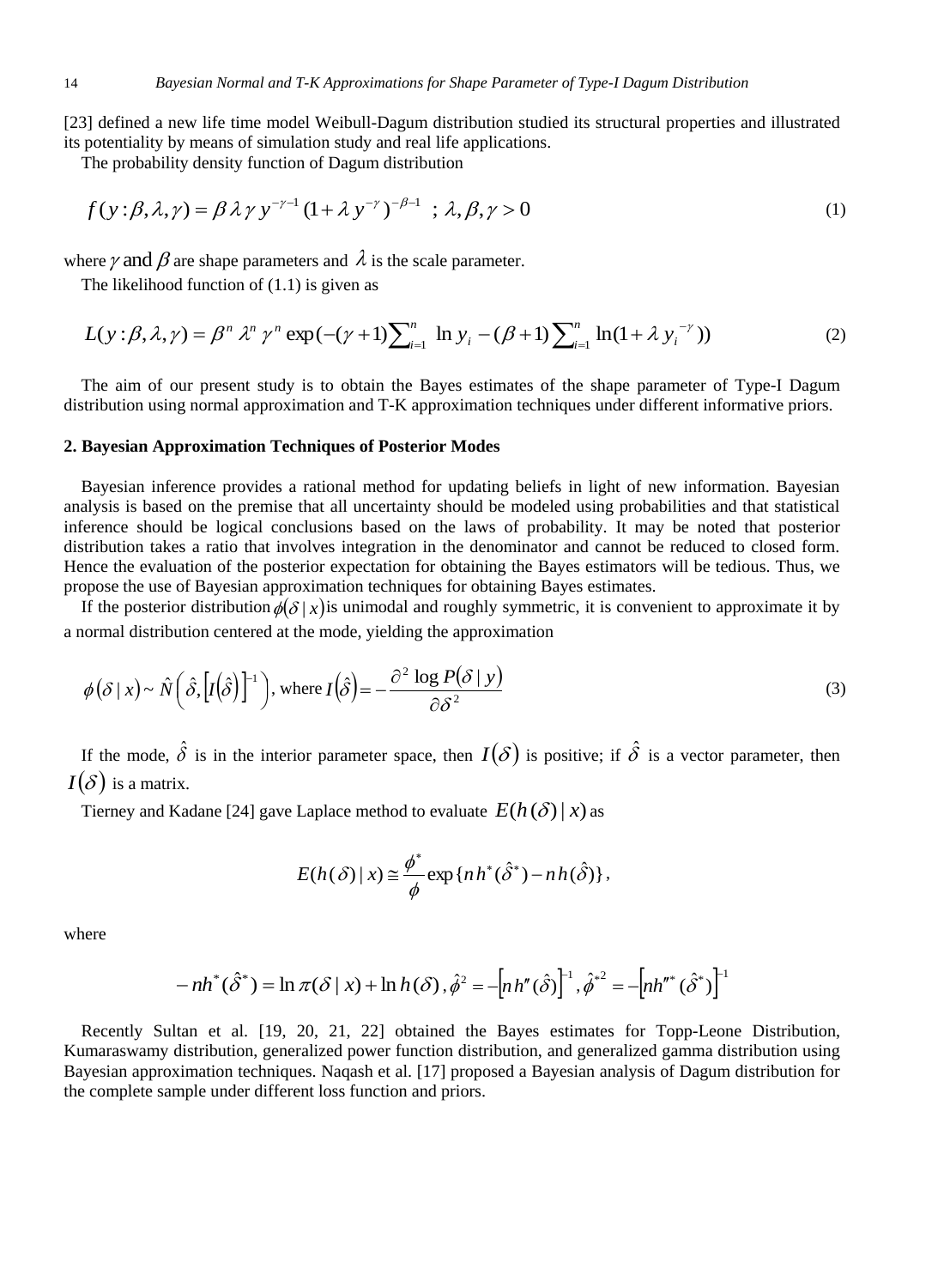[23] defined a new life time model Weibull-Dagum distribution studied its structural properties and illustrated its potentiality by means of simulation study and real life applications.

The probability density function of Dagum distribution

$$f(y:\beta,\lambda,\gamma)=\beta\,\lambda\,\gamma\,y^{-\gamma-1}(1+\lambda\,y^{-\gamma})^{-\beta-1}\ \ ;\ \lambda,\beta,\gamma>0 \tag{1}$$

where $\gamma$ and $\beta$ are shape parameters and $\lambda$ is the scale parameter.

The likelihood function of (1.1) is given as

$$L(y:\beta,\lambda,\gamma)=\beta^{n}\,\lambda^{n}\,\gamma^{n}\exp\left(-(\gamma+1)\sum\nolimits_{i=1}^{n}\ \ln y_i-(\beta+1)\sum\nolimits_{i=1}^{n}\ln(1+\lambda\,y_i^{\ -\gamma})\right) \tag{2}$$

The aim of our present study is to obtain the Bayes estimates of the shape parameter of Type-I Dagum distribution using normal approximation and T-K approximation techniques under different informative priors.

## 2. Bayesian Approximation Techniques of Posterior Modes

Bayesian inference provides a rational method for updating beliefs in light of new information. Bayesian analysis is based on the premise that all uncertainty should be modeled using probabilities and that statistical inference should be logical conclusions based on the laws of probability. It may be noted that posterior distribution takes a ratio that involves integration in the denominator and cannot be reduced to closed form. Hence the evaluation of the posterior expectation for obtaining the Bayes estimators will be tedious. Thus, we propose the use of Bayesian approximation techniques for obtaining Bayes estimates.

If the posterior distribution $\phi(\delta\mid x)$ is unimodal and roughly symmetric, it is convenient to approximate it by a normal distribution centered at the mode, yielding the approximation

$$\phi(\delta\mid x)\sim\hat{N}\left(\hat{\delta},\left[I(\hat{\delta})\right]^{-1}\right),\ \text{where}\ I(\hat{\delta})=-\frac{\partial^{2}\log P(\delta\mid y)}{\partial\delta^{2}} \tag{3}$$

If the mode, $\hat{\delta}$ is in the interior parameter space, then $I(\delta)$ is positive; if $\hat{\delta}$ is a vector parameter, then $I(\delta)$ is a matrix.

Tierney and Kadane [24] gave Laplace method to evaluate $E(h(\delta)\mid x)$ as

$$E(h(\delta)\mid x)\cong\frac{\phi^{*}}{\phi}\exp\{n\,h^{*}(\hat{\delta}^{*})-n\,h(\hat{\delta})\},$$

where

$$-nh^{*}(\hat{\delta}^{*})=\ln\pi(\delta\mid x)+\ln h(\delta)\,,\hat{\phi}^{2}=-\left[n\,h''(\hat{\delta})\right]^{-1},\hat{\phi}^{*2}=-\left[nh''^{*}(\hat{\delta}^{*})\right]^{-1}$$

Recently Sultan et al. [19, 20, 21, 22] obtained the Bayes estimates for Topp-Leone Distribution, Kumaraswamy distribution, generalized power function distribution, and generalized gamma distribution using Bayesian approximation techniques. Naqash et al. [17] proposed a Bayesian analysis of Dagum distribution for the complete sample under different loss function and priors.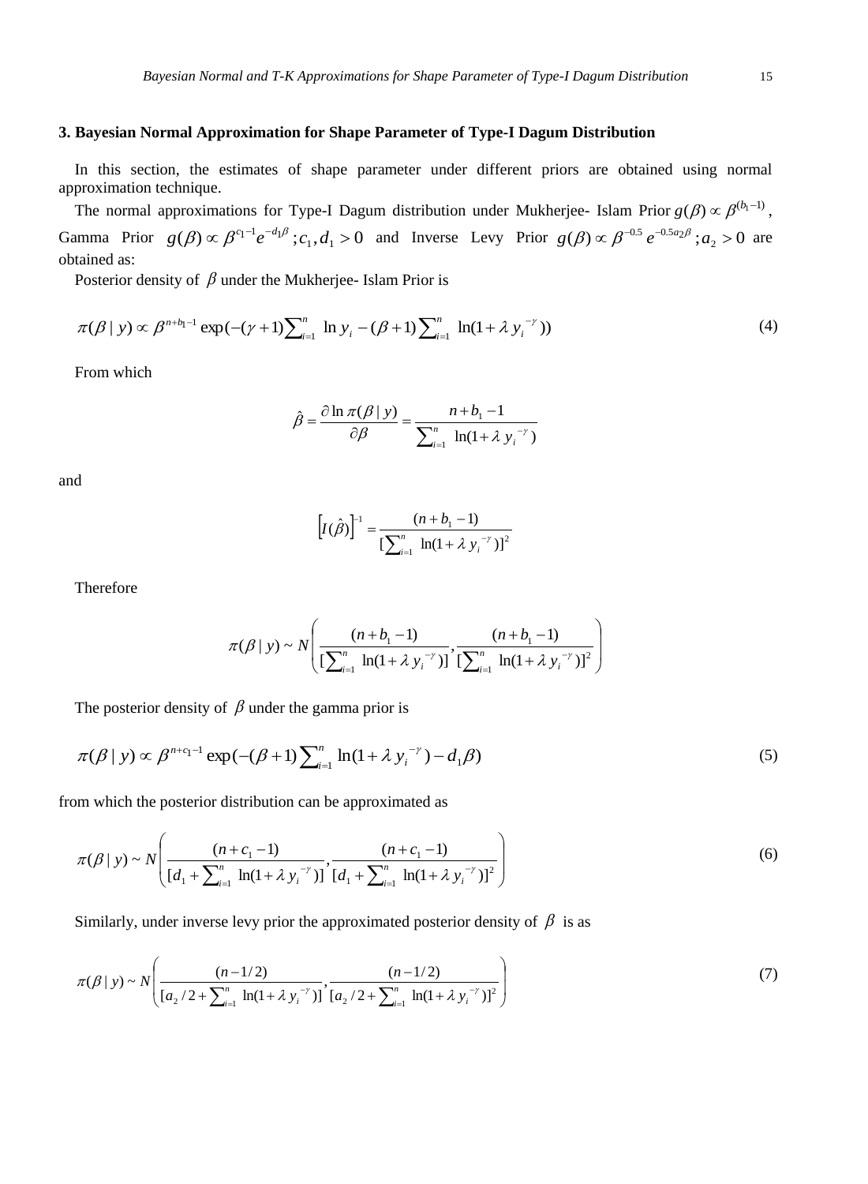## 3. Bayesian Normal Approximation for Shape Parameter of Type-I Dagum Distribution

In this section, the estimates of shape parameter under different priors are obtained using normal approximation technique.

The normal approximations for Type-I Dagum distribution under Mukherjee- Islam Prior $g(\beta) \propto \beta^{(b_1-1)}$, Gamma Prior $g(\beta) \propto \beta^{c_1-1} e^{-d_1\beta}; c_1, d_1 > 0$ and Inverse Levy Prior $g(\beta) \propto \beta^{-0.5} e^{-0.5a_2\beta}; a_2 > 0$ are obtained as:

Posterior density of $\beta$ under the Mukherjee- Islam Prior is

$$\pi(\beta \mid y) \propto \beta^{n+b_1-1} \exp(-(\gamma+1)\sum_{i=1}^{n} \ln y_i - (\beta+1)\sum_{i=1}^{n} \ln(1+\lambda\, y_i^{-\gamma})) \tag{4}$$

From which

$$\hat{\beta} = \frac{\partial \ln \pi(\beta \mid y)}{\partial \beta} = \frac{n+b_1-1}{\sum_{i=1}^{n} \ln(1+\lambda\, y_i^{-\gamma})}$$

and

$$\left[I(\hat{\beta})\right]^{-1} = \frac{(n+b_1-1)}{[\sum_{i=1}^{n} \ln(1+\lambda\, y_i^{-\gamma})]^2}$$

Therefore

$$\pi(\beta \mid y) \sim N\left(\frac{(n+b_1-1)}{[\sum_{i=1}^{n} \ln(1+\lambda\, y_i^{-\gamma})]}, \frac{(n+b_1-1)}{[\sum_{i=1}^{n} \ln(1+\lambda\, y_i^{-\gamma})]^2}\right)$$

The posterior density of $\beta$ under the gamma prior is

$$\pi(\beta \mid y) \propto \beta^{n+c_1-1} \exp(-(\beta+1)\sum_{i=1}^{n} \ln(1+\lambda\, y_i^{-\gamma}) - d_1\beta) \tag{5}$$

from which the posterior distribution can be approximated as

$$\pi(\beta \mid y) \sim N\left(\frac{(n+c_1-1)}{[d_1+\sum_{i=1}^{n} \ln(1+\lambda\, y_i^{-\gamma})]}, \frac{(n+c_1-1)}{[d_1+\sum_{i=1}^{n} \ln(1+\lambda\, y_i^{-\gamma})]^2}\right) \tag{6}$$

Similarly, under inverse levy prior the approximated posterior density of $\beta$ is as

$$\pi(\beta \mid y) \sim N\left(\frac{(n-1/2)}{[a_2/2+\sum_{i=1}^{n} \ln(1+\lambda\, y_i^{-\gamma})]}, \frac{(n-1/2)}{[a_2/2+\sum_{i=1}^{n} \ln(1+\lambda\, y_i^{-\gamma})]^2}\right) \tag{7}$$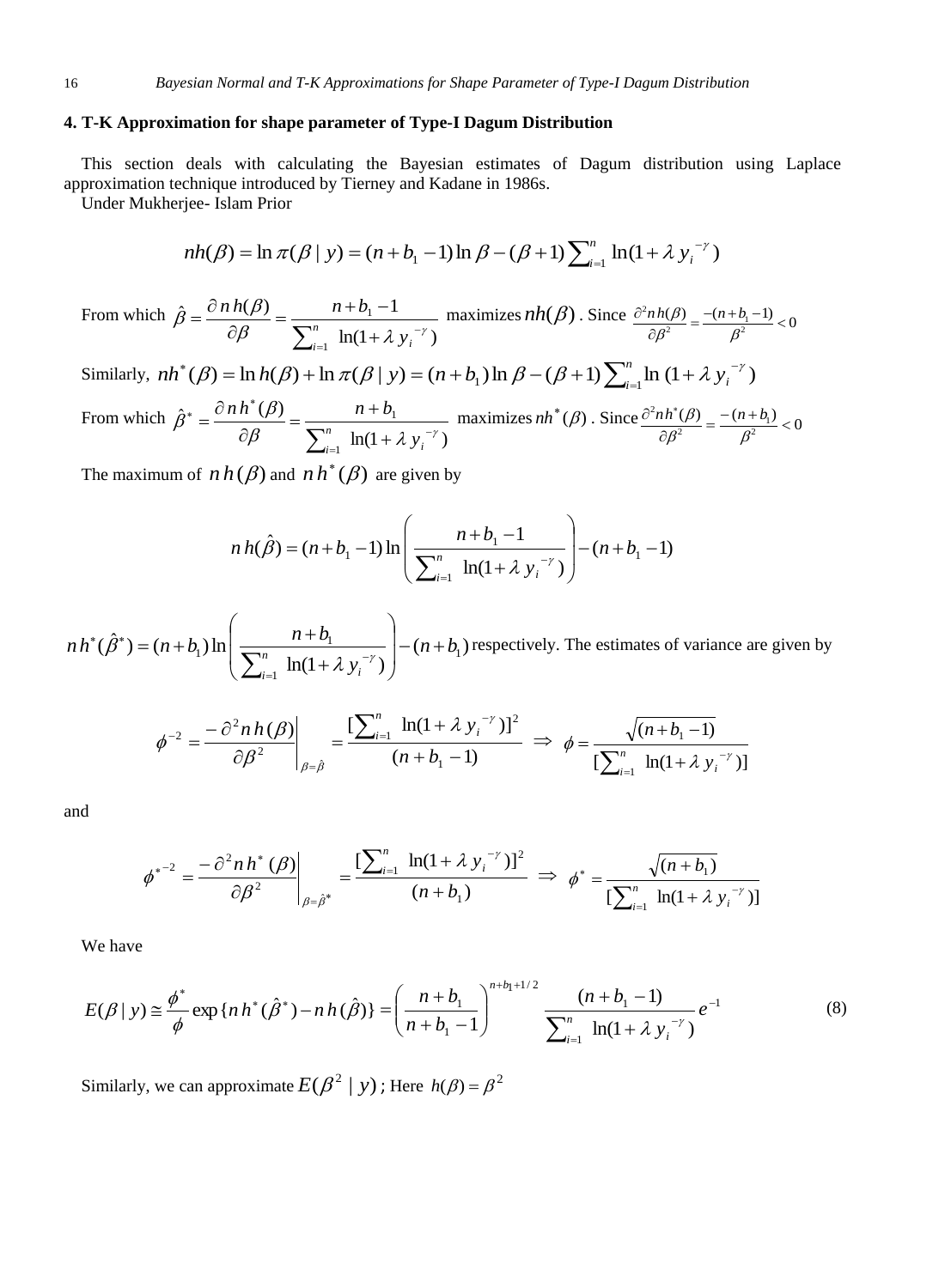## 4. T-K Approximation for shape parameter of Type-I Dagum Distribution

This section deals with calculating the Bayesian estimates of Dagum distribution using Laplace approximation technique introduced by Tierney and Kadane in 1986s.

Under Mukherjee- Islam Prior

$$nh(\beta) = \ln \pi(\beta \mid y) = (n + b_1 - 1)\ln \beta - (\beta + 1)\sum_{i=1}^{n} \ln(1 + \lambda\, y_i^{-\gamma})$$

From which $\hat{\beta} = \dfrac{\partial\, n\, h(\beta)}{\partial \beta} = \dfrac{n + b_1 - 1}{\sum_{i=1}^{n} \ln(1 + \lambda\, y_i^{-\gamma})}$ maximizes $nh(\beta)$. Since $\dfrac{\partial^2 n\, h(\beta)}{\partial \beta^2} = \dfrac{-(n + b_1 - 1)}{\beta^2} < 0$

Similarly, $nh^*(\beta) = \ln h(\beta) + \ln \pi(\beta \mid y) = (n + b_1)\ln \beta - (\beta + 1)\sum_{i=1}^{n} \ln(1 + \lambda\, y_i^{-\gamma})$

From which $\hat{\beta}^* = \dfrac{\partial\, n\, h^*(\beta)}{\partial \beta} = \dfrac{n + b_1}{\sum_{i=1}^{n} \ln(1 + \lambda\, y_i^{-\gamma})}$ maximizes $nh^*(\beta)$. Since $\dfrac{\partial^2 n h^*(\beta)}{\partial \beta^2} = \dfrac{-(n + b_1)}{\beta^2} < 0$

The maximum of $n\,h(\beta)$ and $n\,h^*(\beta)$ are given by

$$n\,h(\hat{\beta}) = (n + b_1 - 1)\ln\left(\frac{n + b_1 - 1}{\sum_{i=1}^{n} \ln(1 + \lambda\, y_i^{-\gamma})}\right) - (n + b_1 - 1)$$

$n\,h^*(\hat{\beta}^*) = (n + b_1)\ln\left(\dfrac{n + b_1}{\sum_{i=1}^{n} \ln(1 + \lambda\, y_i^{-\gamma})}\right) - (n + b_1)$ respectively. The estimates of variance are given by

$$\phi^{-2} = \left.\frac{-\partial^2 n\,h(\beta)}{\partial \beta^2}\right|_{\beta = \hat{\beta}} = \frac{[\sum_{i=1}^{n} \ln(1 + \lambda\, y_i^{-\gamma})]^2}{(n + b_1 - 1)} \;\Rightarrow\; \phi = \frac{\sqrt{(n + b_1 - 1)}}{[\sum_{i=1}^{n} \ln(1 + \lambda\, y_i^{-\gamma})]}$$

and

$$\phi^{*-2} = \left.\frac{-\partial^2 n\,h^*(\beta)}{\partial \beta^2}\right|_{\beta = \hat{\beta}^*} = \frac{[\sum_{i=1}^{n} \ln(1 + \lambda\, y_i^{-\gamma})]^2}{(n + b_1)} \;\Rightarrow\; \phi^* = \frac{\sqrt{(n + b_1)}}{[\sum_{i=1}^{n} \ln(1 + \lambda\, y_i^{-\gamma})]}$$

We have

$$E(\beta \mid y) \cong \frac{\phi^*}{\phi} \exp\{n\,h^*(\hat{\beta}^*) - n\,h(\hat{\beta})\} = \left(\frac{n + b_1}{n + b_1 - 1}\right)^{n + b_1 + 1/2} \frac{(n + b_1 - 1)}{\sum_{i=1}^{n} \ln(1 + \lambda\, y_i^{-\gamma})} e^{-1} \tag{8}$$

Similarly, we can approximate $E(\beta^2 \mid y)$; Here $h(\beta) = \beta^2$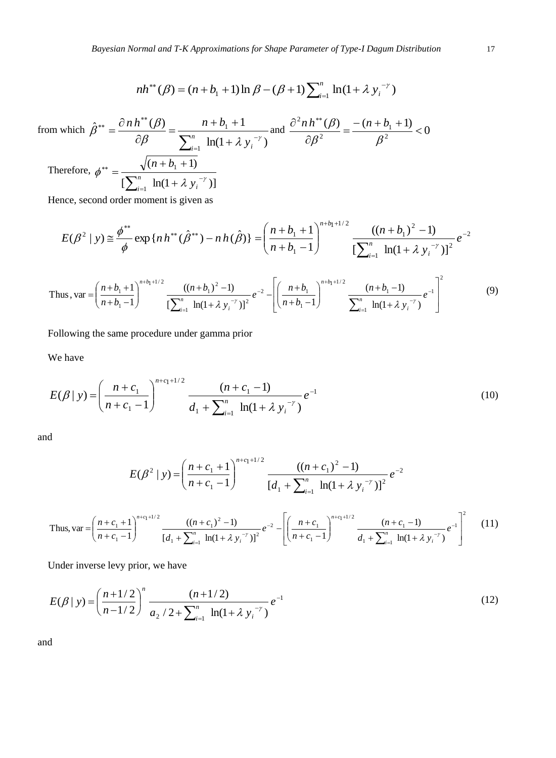$$nh^{**}(\beta) = (n + b_1 + 1)\ln\beta - (\beta + 1)\sum_{i=1}^{n} \ln(1 + \lambda\, y_i^{-\gamma})$$

from which $\hat{\beta}^{**} = \dfrac{\partial\, n\, h^{**}(\beta)}{\partial\beta} = \dfrac{n + b_1 + 1}{\sum_{i=1}^{n} \ln(1 + \lambda\, y_i^{-\gamma})}$ and $\dfrac{\partial^2 n\, h^{**}(\beta)}{\partial\beta^2} = \dfrac{-(n + b_1 + 1)}{\beta^2} < 0$

Therefore, $\phi^{**} = \dfrac{\sqrt{(n + b_1 + 1)}}{[\sum_{i=1}^{n} \ln(1 + \lambda\, y_i^{-\gamma})]}$

Hence, second order moment is given as

$$E(\beta^2 \mid y) \cong \frac{\phi^{**}}{\phi}\exp\{n\, h^{**}(\hat{\beta}^{**}) - n\, h(\hat{\beta})\} = \left(\frac{n + b_1 + 1}{n + b_1 - 1}\right)^{n + b_1 + 1/2} \frac{((n + b_1)^2 - 1)}{[\sum_{i=1}^{n} \ln(1 + \lambda\, y_i^{-\gamma})]^2} e^{-2}$$

$$\text{Thus}, \text{var} = \left(\frac{n + b_1 + 1}{n + b_1 - 1}\right)^{n + b_1 + 1/2} \frac{((n + b_1)^2 - 1)}{[\sum_{i=1}^{n} \ln(1 + \lambda\, y_i^{-\gamma})]^2} e^{-2} - \left[\left(\frac{n + b_1}{n + b_1 - 1}\right)^{n + b_1 + 1/2} \frac{(n + b_1 - 1)}{\sum_{i=1}^{n} \ln(1 + \lambda\, y_i^{-\gamma})} e^{-1}\right]^2 \tag{9}$$

Following the same procedure under gamma prior

We have

$$E(\beta \mid y) = \left(\frac{n + c_1}{n + c_1 - 1}\right)^{n + c_1 + 1/2} \frac{(n + c_1 - 1)}{d_1 + \sum_{i=1}^{n} \ln(1 + \lambda\, y_i^{-\gamma})} e^{-1} \tag{10}$$

and

$$E(\beta^2 \mid y) = \left(\frac{n + c_1 + 1}{n + c_1 - 1}\right)^{n + c_1 + 1/2} \frac{((n + c_1)^2 - 1)}{[d_1 + \sum_{i=1}^{n} \ln(1 + \lambda\, y_i^{-\gamma})]^2} e^{-2}$$

$$\text{Thus, var} = \left(\frac{n + c_1 + 1}{n + c_1 - 1}\right)^{n + c_1 + 1/2} \frac{((n + c_1)^2 - 1)}{[d_1 + \sum_{i=1}^{n} \ln(1 + \lambda\, y_i^{-\gamma})]^2} e^{-2} - \left[\left(\frac{n + c_1}{n + c_1 - 1}\right)^{n + c_1 + 1/2} \frac{(n + c_1 - 1)}{d_1 + \sum_{i=1}^{n} \ln(1 + \lambda\, y_i^{-\gamma})} e^{-1}\right]^2 \tag{11}$$

Under inverse levy prior, we have

$$E(\beta \mid y) = \left(\frac{n + 1/2}{n - 1/2}\right)^{n} \frac{(n + 1/2)}{a_2/2 + \sum_{i=1}^{n} \ln(1 + \lambda\, y_i^{-\gamma})} e^{-1} \tag{12}$$

and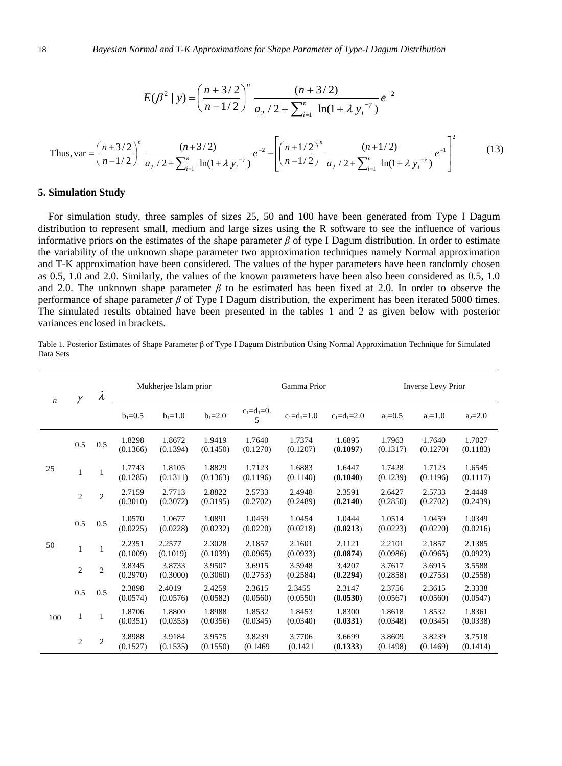$$E(\beta^2 \mid y) = \left(\frac{n+3/2}{n-1/2}\right)^n \frac{(n+3/2)}{a_2/2 + \sum_{i=1}^{n} \ln(1+\lambda\, y_i^{-\gamma})} e^{-2}$$

$$\text{Thus, var} = \left(\frac{n+3/2}{n-1/2}\right)^n \frac{(n+3/2)}{a_2/2 + \sum_{i=1}^{n} \ln(1+\lambda\, y_i^{-\gamma})} e^{-2} - \left[\left(\frac{n+1/2}{n-1/2}\right)^n \frac{(n+1/2)}{a_2/2 + \sum_{i=1}^{n} \ln(1+\lambda\, y_i^{-\gamma})} e^{-1}\right]^2 \quad (13)$$

## 5. Simulation Study

For simulation study, three samples of sizes 25, 50 and 100 have been generated from Type I Dagum distribution to represent small, medium and large sizes using the R software to see the influence of various informative priors on the estimates of the shape parameter $\beta$ of type I Dagum distribution. In order to estimate the variability of the unknown shape parameter two approximation techniques namely Normal approximation and T-K approximation have been considered. The values of the hyper parameters have been randomly chosen as 0.5, 1.0 and 2.0. Similarly, the values of the known parameters have been also been considered as 0.5, 1.0 and 2.0. The unknown shape parameter $\beta$ to be estimated has been fixed at 2.0. In order to observe the performance of shape parameter $\beta$ of Type I Dagum distribution, the experiment has been iterated 5000 times. The simulated results obtained have been presented in the tables 1 and 2 as given below with posterior variances enclosed in brackets.

Table 1. Posterior Estimates of Shape Parameter β of Type I Dagum Distribution Using Normal Approximation Technique for Simulated Data Sets

| $n$ | $\gamma$ | $\lambda$ | Mukherjee Islam prior | | | Gamma Prior | | | Inverse Levy Prior | | |
|---|---|---|---|---|---|---|---|---|---|---|---|
| | | | $b_1$=0.5 | $b_1$=1.0 | $b_1$=2.0 | $c_1$=$d_1$=0.5 | $c_1$=$d_1$=1.0 | $c_1$=$d_1$=2.0 | $a_2$=0.5 | $a_2$=1.0 | $a_2$=2.0 |
| 25 | 0.5 | 0.5 | 1.8298 (0.1366) | 1.8672 (0.1394) | 1.9419 (0.1450) | 1.7640 (0.1270) | 1.7374 (0.1207) | 1.6895 (**0.1097**) | 1.7963 (0.1317) | 1.7640 (0.1270) | 1.7027 (0.1183) |
| | 1 | 1 | 1.7743 (0.1285) | 1.8105 (0.1311) | 1.8829 (0.1363) | 1.7123 (0.1196) | 1.6883 (0.1140) | 1.6447 (**0.1040**) | 1.7428 (0.1239) | 1.7123 (0.1196) | 1.6545 (0.1117) |
| | 2 | 2 | 2.7159 (0.3010) | 2.7713 (0.3072) | 2.8822 (0.3195) | 2.5733 (0.2702) | 2.4948 (0.2489) | 2.3591 (**0.2140**) | 2.6427 (0.2850) | 2.5733 (0.2702) | 2.4449 (0.2439) |
| 50 | 0.5 | 0.5 | 1.0570 (0.0225) | 1.0677 (0.0228) | 1.0891 (0.0232) | 1.0459 (0.0220) | 1.0454 (0.0218) | 1.0444 (**0.0213**) | 1.0514 (0.0223) | 1.0459 (0.0220) | 1.0349 (0.0216) |
| | 1 | 1 | 2.2351 (0.1009) | 2.2577 (0.1019) | 2.3028 (0.1039) | 2.1857 (0.0965) | 2.1601 (0.0933) | 2.1121 (**0.0874**) | 2.2101 (0.0986) | 2.1857 (0.0965) | 2.1385 (0.0923) |
| | 2 | 2 | 3.8345 (0.2970) | 3.8733 (0.3000) | 3.9507 (0.3060) | 3.6915 (0.2753) | 3.5948 (0.2584) | 3.4207 (**0.2294**) | 3.7617 (0.2858) | 3.6915 (0.2753) | 3.5588 (0.2558) |
| 100 | 0.5 | 0.5 | 2.3898 (0.0574) | 2.4019 (0.0576) | 2.4259 (0.0582) | 2.3615 (0.0560) | 2.3455 (0.0550) | 2.3147 (**0.0530**) | 2.3756 (0.0567) | 2.3615 (0.0560) | 2.3338 (0.0547) |
| | 1 | 1 | 1.8706 (0.0351) | 1.8800 (0.0353) | 1.8988 (0.0356) | 1.8532 (0.0345) | 1.8453 (0.0340) | 1.8300 (**0.0331**) | 1.8618 (0.0348) | 1.8532 (0.0345) | 1.8361 (0.0338) |
| | 2 | 2 | 3.8988 (0.1527) | 3.9184 (0.1535) | 3.9575 (0.1550) | 3.8239 (0.1469 | 3.7706 (0.1421 | 3.6699 (**0.1333**) | 3.8609 (0.1498) | 3.8239 (0.1469) | 3.7518 (0.1414) |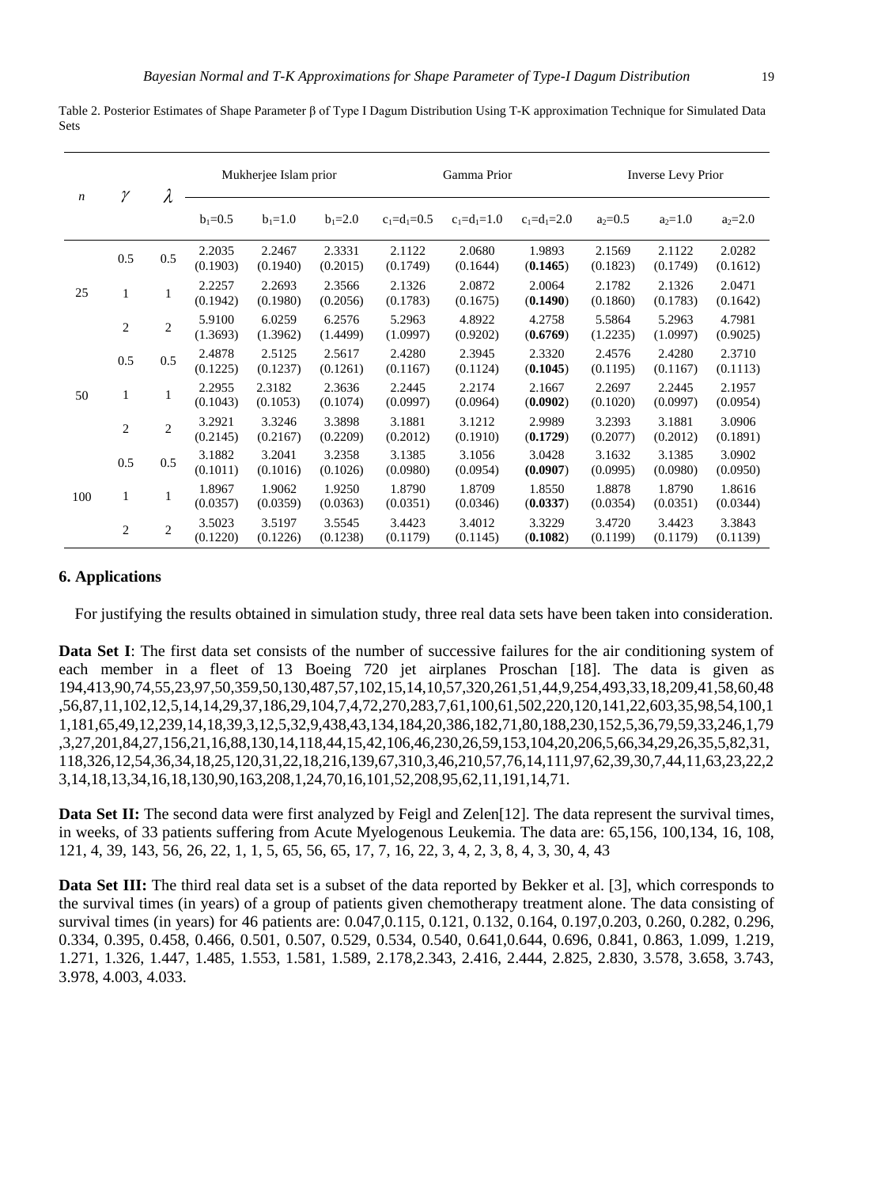Table 2. Posterior Estimates of Shape Parameter β of Type I Dagum Distribution Using T-K approximation Technique for Simulated Data Sets

| $n$ | $\gamma$ | $\lambda$ | Mukherjee Islam prior | | | Gamma Prior | | | Inverse Levy Prior | | |
|---|---|---|---|---|---|---|---|---|---|---|---|
| | | | $b_1$=0.5 | $b_1$=1.0 | $b_1$=2.0 | $c_1$=$d_1$=0.5 | $c_1$=$d_1$=1.0 | $c_1$=$d_1$=2.0 | $a_2$=0.5 | $a_2$=1.0 | $a_2$=2.0 |
| 25 | 0.5 | 0.5 | 2.2035 (0.1903) | 2.2467 (0.1940) | 2.3331 (0.2015) | 2.1122 (0.1749) | 2.0680 (0.1644) | 1.9893 (**0.1465**) | 2.1569 (0.1823) | 2.1122 (0.1749) | 2.0282 (0.1612) |
| | 1 | 1 | 2.2257 (0.1942) | 2.2693 (0.1980) | 2.3566 (0.2056) | 2.1326 (0.1783) | 2.0872 (0.1675) | 2.0064 (**0.1490**) | 2.1782 (0.1860) | 2.1326 (0.1783) | 2.0471 (0.1642) |
| | 2 | 2 | 5.9100 (1.3693) | 6.0259 (1.3962) | 6.2576 (1.4499) | 5.2963 (1.0997) | 4.8922 (0.9202) | 4.2758 (**0.6769**) | 5.5864 (1.2235) | 5.2963 (1.0997) | 4.7981 (0.9025) |
| 50 | 0.5 | 0.5 | 2.4878 (0.1225) | 2.5125 (0.1237) | 2.5617 (0.1261) | 2.4280 (0.1167) | 2.3945 (0.1124) | 2.3320 (**0.1045**) | 2.4576 (0.1195) | 2.4280 (0.1167) | 2.3710 (0.1113) |
| | 1 | 1 | 2.2955 (0.1043) | 2.3182 (0.1053) | 2.3636 (0.1074) | 2.2445 (0.0997) | 2.2174 (0.0964) | 2.1667 (**0.0902**) | 2.2697 (0.1020) | 2.2445 (0.0997) | 2.1957 (0.0954) |
| | 2 | 2 | 3.2921 (0.2145) | 3.3246 (0.2167) | 3.3898 (0.2209) | 3.1881 (0.2012) | 3.1212 (0.1910) | 2.9989 (**0.1729**) | 3.2393 (0.2077) | 3.1881 (0.2012) | 3.0906 (0.1891) |
| 100 | 0.5 | 0.5 | 3.1882 (0.1011) | 3.2041 (0.1016) | 3.2358 (0.1026) | 3.1385 (0.0980) | 3.1056 (0.0954) | 3.0428 (**0.0907**) | 3.1632 (0.0995) | 3.1385 (0.0980) | 3.0902 (0.0950) |
| | 1 | 1 | 1.8967 (0.0357) | 1.9062 (0.0359) | 1.9250 (0.0363) | 1.8790 (0.0351) | 1.8709 (0.0346) | 1.8550 (**0.0337**) | 1.8878 (0.0354) | 1.8790 (0.0351) | 1.8616 (0.0344) |
| | 2 | 2 | 3.5023 (0.1220) | 3.5197 (0.1226) | 3.5545 (0.1238) | 3.4423 (0.1179) | 3.4012 (0.1145) | 3.3229 (**0.1082**) | 3.4720 (0.1199) | 3.4423 (0.1179) | 3.3843 (0.1139) |

## 6. Applications

For justifying the results obtained in simulation study, three real data sets have been taken into consideration.

**Data Set I**: The first data set consists of the number of successive failures for the air conditioning system of each member in a fleet of 13 Boeing 720 jet airplanes Proschan [18]. The data is given as 194,413,90,74,55,23,97,50,359,50,130,487,57,102,15,14,10,57,320,261,51,44,9,254,493,33,18,209,41,58,60,48,56,87,11,102,12,5,14,14,29,37,186,29,104,7,4,72,270,283,7,61,100,61,502,220,120,141,22,603,35,98,54,100,11,181,65,49,12,239,14,18,39,3,12,5,32,9,438,43,134,184,20,386,182,71,80,188,230,152,5,36,79,59,33,246,1,79,3,27,201,84,27,156,21,16,88,130,14,118,44,15,42,106,46,230,26,59,153,104,20,206,5,66,34,29,26,35,5,82,31, 118,326,12,54,36,34,18,25,120,31,22,18,216,139,67,310,3,46,210,57,76,14,111,97,62,39,30,7,44,11,63,23,22,23,14,18,13,34,16,18,130,90,163,208,1,24,70,16,101,52,208,95,62,11,191,14,71.

**Data Set II:** The second data were first analyzed by Feigl and Zelen[12]. The data represent the survival times, in weeks, of 33 patients suffering from Acute Myelogenous Leukemia. The data are: 65,156, 100,134, 16, 108, 121, 4, 39, 143, 56, 26, 22, 1, 1, 5, 65, 56, 65, 17, 7, 16, 22, 3, 4, 2, 3, 8, 4, 3, 30, 4, 43

**Data Set III:** The third real data set is a subset of the data reported by Bekker et al. [3], which corresponds to the survival times (in years) of a group of patients given chemotherapy treatment alone. The data consisting of survival times (in years) for 46 patients are: 0.047,0.115, 0.121, 0.132, 0.164, 0.197,0.203, 0.260, 0.282, 0.296, 0.334, 0.395, 0.458, 0.466, 0.501, 0.507, 0.529, 0.534, 0.540, 0.641,0.644, 0.696, 0.841, 0.863, 1.099, 1.219, 1.271, 1.326, 1.447, 1.485, 1.553, 1.581, 1.589, 2.178,2.343, 2.416, 2.444, 2.825, 2.830, 3.578, 3.658, 3.743, 3.978, 4.003, 4.033.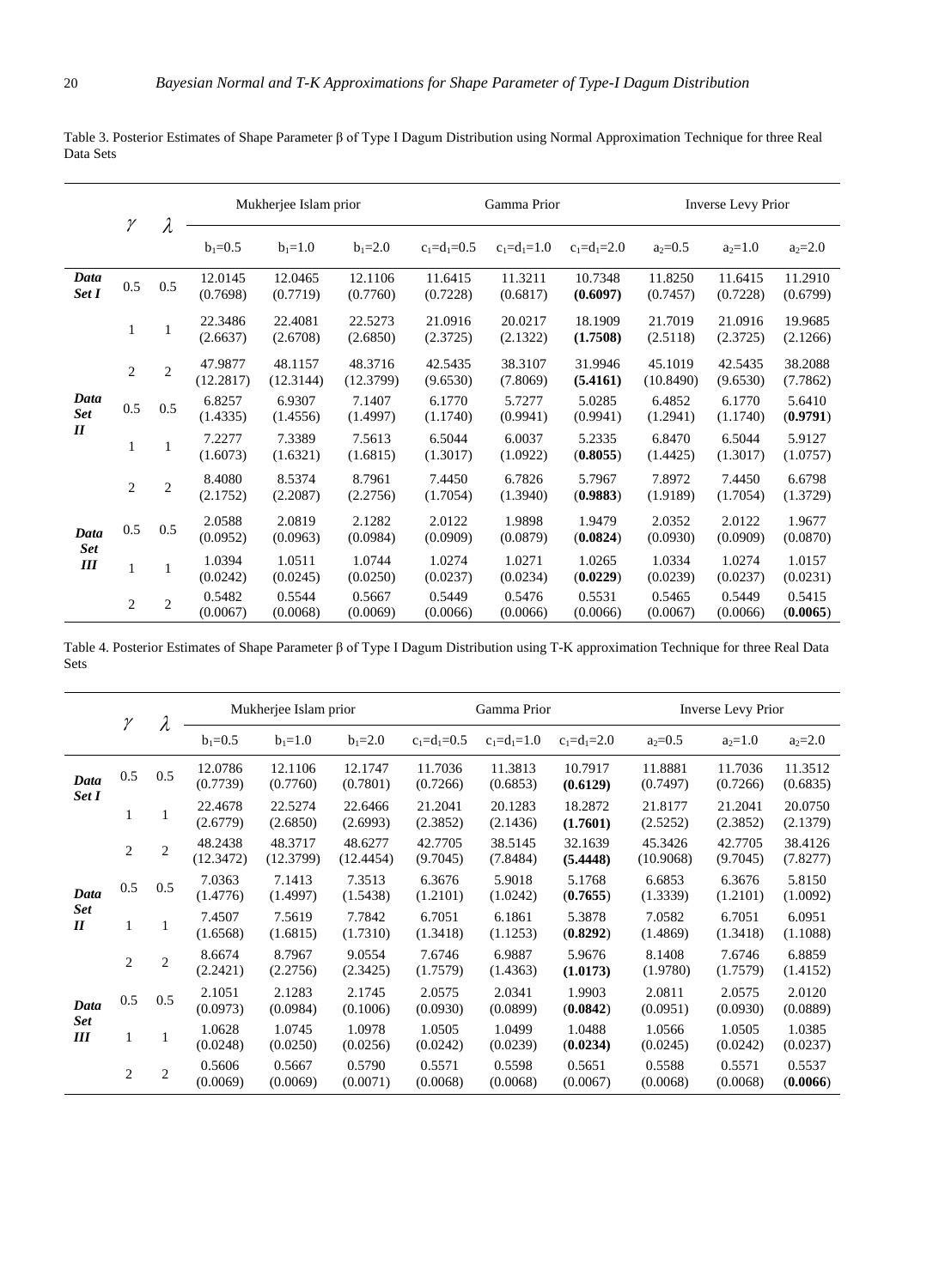Table 3. Posterior Estimates of Shape Parameter β of Type I Dagum Distribution using Normal Approximation Technique for three Real Data Sets

| | $\gamma$ | $\lambda$ | Mukherjee Islam prior | | | Gamma Prior | | | Inverse Levy Prior | | |
|---|---|---|---|---|---|---|---|---|---|---|---|
| | | | $b_1$=0.5 | $b_1$=1.0 | $b_1$=2.0 | $c_1$=$d_1$=0.5 | $c_1$=$d_1$=1.0 | $c_1$=$d_1$=2.0 | $a_2$=0.5 | $a_2$=1.0 | $a_2$=2.0 |
| ***Data Set I*** | 0.5 | 0.5 | 12.0145 (0.7698) | 12.0465 (0.7719) | 12.1106 (0.7760) | 11.6415 (0.7228) | 11.3211 (0.6817) | 10.7348 (**0.6097**) | 11.8250 (0.7457) | 11.6415 (0.7228) | 11.2910 (0.6799) |
| | 1 | 1 | 22.3486 (2.6637) | 22.4081 (2.6708) | 22.5273 (2.6850) | 21.0916 (2.3725) | 20.0217 (2.1322) | 18.1909 (**1.7508**) | 21.7019 (2.5118) | 21.0916 (2.3725) | 19.9685 (2.1266) |
| | 2 | 2 | 47.9877 (12.2817) | 48.1157 (12.3144) | 48.3716 (12.3799) | 42.5435 (9.6530) | 38.3107 (7.8069) | 31.9946 (**5.4161**) | 45.1019 (10.8490) | 42.5435 (9.6530) | 38.2088 (7.7862) |
| ***Data Set II*** | 0.5 | 0.5 | 6.8257 (1.4335) | 6.9307 (1.4556) | 7.1407 (1.4997) | 6.1770 (1.1740) | 5.7277 (0.9941) | 5.0285 (0.9941) | 6.4852 (1.2941) | 6.1770 (1.1740) | 5.6410 (**0.9791**) |
| | 1 | 1 | 7.2277 (1.6073) | 7.3389 (1.6321) | 7.5613 (1.6815) | 6.5044 (1.3017) | 6.0037 (1.0922) | 5.2335 (**0.8055**) | 6.8470 (1.4425) | 6.5044 (1.3017) | 5.9127 (1.0757) |
| | 2 | 2 | 8.4080 (2.1752) | 8.5374 (2.2087) | 8.7961 (2.2756) | 7.4450 (1.7054) | 6.7826 (1.3940) | 5.7967 (**0.9883**) | 7.8972 (1.9189) | 7.4450 (1.7054) | 6.6798 (1.3729) |
| ***Data Set III*** | 0.5 | 0.5 | 2.0588 (0.0952) | 2.0819 (0.0963) | 2.1282 (0.0984) | 2.0122 (0.0909) | 1.9898 (0.0879) | 1.9479 (**0.0824**) | 2.0352 (0.0930) | 2.0122 (0.0909) | 1.9677 (0.0870) |
| | 1 | 1 | 1.0394 (0.0242) | 1.0511 (0.0245) | 1.0744 (0.0250) | 1.0274 (0.0237) | 1.0271 (0.0234) | 1.0265 (**0.0229**) | 1.0334 (0.0239) | 1.0274 (0.0237) | 1.0157 (0.0231) |
| | 2 | 2 | 0.5482 (0.0067) | 0.5544 (0.0068) | 0.5667 (0.0069) | 0.5449 (0.0066) | 0.5476 (0.0066) | 0.5531 (0.0066) | 0.5465 (0.0067) | 0.5449 (0.0066) | 0.5415 (**0.0065**) |

Table 4. Posterior Estimates of Shape Parameter β of Type I Dagum Distribution using T-K approximation Technique for three Real Data Sets

| | $\gamma$ | $\lambda$ | Mukherjee Islam prior | | | Gamma Prior | | | Inverse Levy Prior | | |
|---|---|---|---|---|---|---|---|---|---|---|---|
| | | | $b_1$=0.5 | $b_1$=1.0 | $b_1$=2.0 | $c_1$=$d_1$=0.5 | $c_1$=$d_1$=1.0 | $c_1$=$d_1$=2.0 | $a_2$=0.5 | $a_2$=1.0 | $a_2$=2.0 |
| ***Data Set I*** | 0.5 | 0.5 | 12.0786 (0.7739) | 12.1106 (0.7760) | 12.1747 (0.7801) | 11.7036 (0.7266) | 11.3813 (0.6853) | 10.7917 (**0.6129**) | 11.8881 (0.7497) | 11.7036 (0.7266) | 11.3512 (0.6835) |
| | 1 | 1 | 22.4678 (2.6779) | 22.5274 (2.6850) | 22.6466 (2.6993) | 21.2041 (2.3852) | 20.1283 (2.1436) | 18.2872 (**1.7601**) | 21.8177 (2.5252) | 21.2041 (2.3852) | 20.0750 (2.1379) |
| | 2 | 2 | 48.2438 (12.3472) | 48.3717 (12.3799) | 48.6277 (12.4454) | 42.7705 (9.7045) | 38.5145 (7.8484) | 32.1639 (**5.4448**) | 45.3426 (10.9068) | 42.7705 (9.7045) | 38.4126 (7.8277) |
| ***Data Set II*** | 0.5 | 0.5 | 7.0363 (1.4776) | 7.1413 (1.4997) | 7.3513 (1.5438) | 6.3676 (1.2101) | 5.9018 (1.0242) | 5.1768 (**0.7655**) | 6.6853 (1.3339) | 6.3676 (1.2101) | 5.8150 (1.0092) |
| | 1 | 1 | 7.4507 (1.6568) | 7.5619 (1.6815) | 7.7842 (1.7310) | 6.7051 (1.3418) | 6.1861 (1.1253) | 5.3878 (**0.8292**) | 7.0582 (1.4869) | 6.7051 (1.3418) | 6.0951 (1.1088) |
| | 2 | 2 | 8.6674 (2.2421) | 8.7967 (2.2756) | 9.0554 (2.3425) | 7.6746 (1.7579) | 6.9887 (1.4363) | 5.9676 (**1.0173**) | 8.1408 (1.9780) | 7.6746 (1.7579) | 6.8859 (1.4152) |
| ***Data Set III*** | 0.5 | 0.5 | 2.1051 (0.0973) | 2.1283 (0.0984) | 2.1745 (0.1006) | 2.0575 (0.0930) | 2.0341 (0.0899) | 1.9903 (**0.0842**) | 2.0811 (0.0951) | 2.0575 (0.0930) | 2.0120 (0.0889) |
| | 1 | 1 | 1.0628 (0.0248) | 1.0745 (0.0250) | 1.0978 (0.0256) | 1.0505 (0.0242) | 1.0499 (0.0239) | 1.0488 (**0.0234**) | 1.0566 (0.0245) | 1.0505 (0.0242) | 1.0385 (0.0237) |
| | 2 | 2 | 0.5606 (0.0069) | 0.5667 (0.0069) | 0.5790 (0.0071) | 0.5571 (0.0068) | 0.5598 (0.0068) | 0.5651 (0.0067) | 0.5588 (0.0068) | 0.5571 (0.0068) | 0.5537 (**0.0066**) |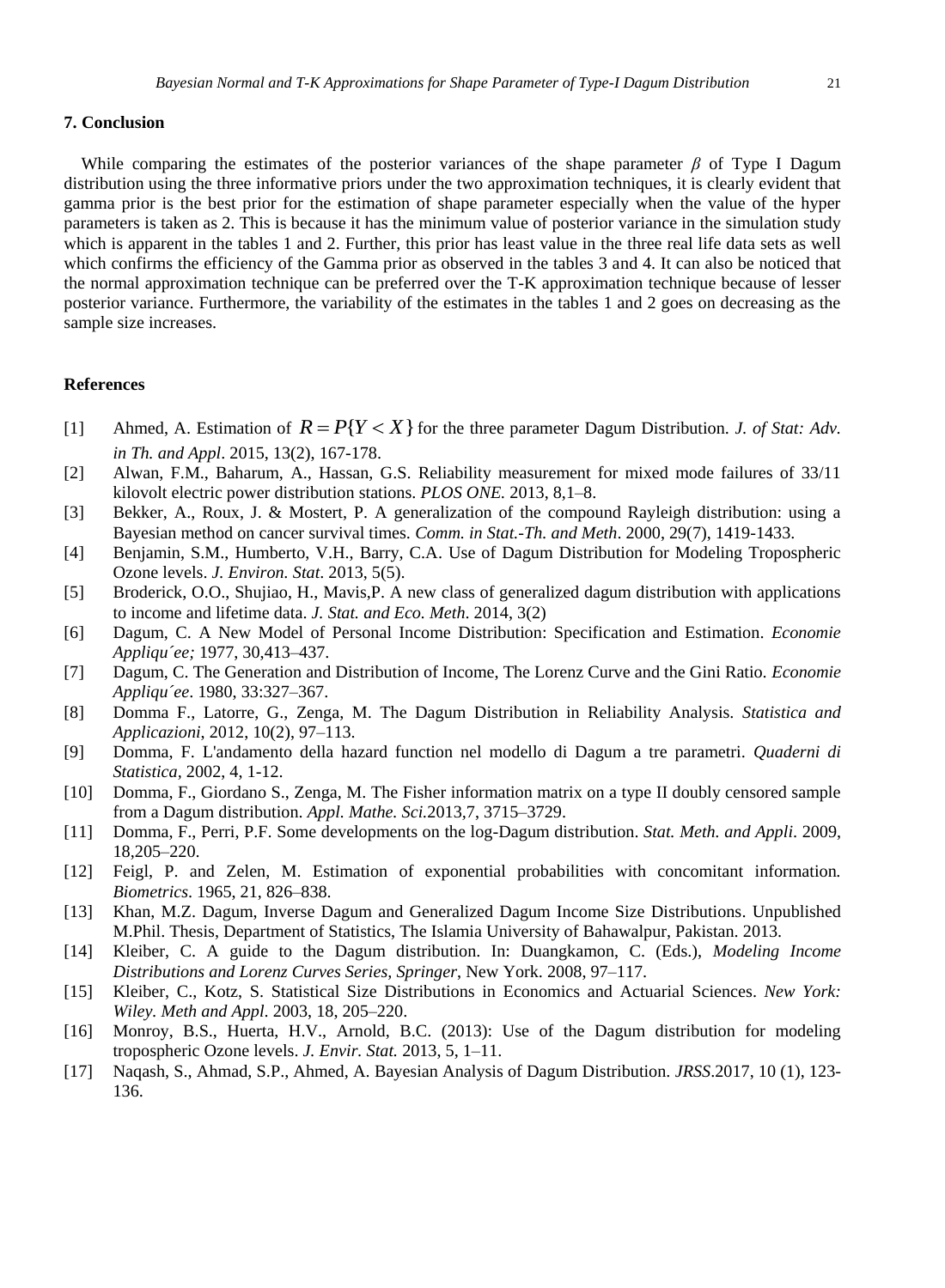## 7. Conclusion

While comparing the estimates of the posterior variances of the shape parameter $\beta$ of Type I Dagum distribution using the three informative priors under the two approximation techniques, it is clearly evident that gamma prior is the best prior for the estimation of shape parameter especially when the value of the hyper parameters is taken as 2. This is because it has the minimum value of posterior variance in the simulation study which is apparent in the tables 1 and 2. Further, this prior has least value in the three real life data sets as well which confirms the efficiency of the Gamma prior as observed in the tables 3 and 4. It can also be noticed that the normal approximation technique can be preferred over the T-K approximation technique because of lesser posterior variance. Furthermore, the variability of the estimates in the tables 1 and 2 goes on decreasing as the sample size increases.

## References

[1] Ahmed, A. Estimation of $R = P\{Y < X\}$ for the three parameter Dagum Distribution. *J. of Stat: Adv. in Th. and Appl*. 2015, 13(2), 167-178.

[2] Alwan, F.M., Baharum, A., Hassan, G.S. Reliability measurement for mixed mode failures of 33/11 kilovolt electric power distribution stations. *PLOS ONE.* 2013, 8,1–8.

[3] Bekker, A., Roux, J. & Mostert, P. A generalization of the compound Rayleigh distribution: using a Bayesian method on cancer survival times. *Comm. in Stat.-Th. and Meth*. 2000, 29(7), 1419-1433.

[4] Benjamin, S.M., Humberto, V.H., Barry, C.A. Use of Dagum Distribution for Modeling Tropospheric Ozone levels. *J. Environ. Stat*. 2013, 5(5).

[5] Broderick, O.O., Shujiao, H., Mavis,P. A new class of generalized dagum distribution with applications to income and lifetime data. *J. Stat. and Eco. Meth*. 2014, 3(2)

[6] Dagum, C. A New Model of Personal Income Distribution: Specification and Estimation. *Economie Appliqu´ee;* 1977, 30,413–437.

[7] Dagum, C. The Generation and Distribution of Income, The Lorenz Curve and the Gini Ratio. *Economie Appliqu´ee*. 1980, 33:327–367.

[8] Domma F., Latorre, G., Zenga, M. The Dagum Distribution in Reliability Analysis. *Statistica and Applicazioni*, 2012, 10(2), 97–113.

[9] Domma, F. L'andamento della hazard function nel modello di Dagum a tre parametri. *Quaderni di Statistica,* 2002, 4, 1-12.

[10] Domma, F., Giordano S., Zenga, M. The Fisher information matrix on a type II doubly censored sample from a Dagum distribution. *Appl. Mathe. Sci.*2013,7, 3715–3729.

[11] Domma, F., Perri, P.F. Some developments on the log-Dagum distribution. *Stat. Meth. and Appli*. 2009, 18,205–220.

[12] Feigl, P. and Zelen, M. Estimation of exponential probabilities with concomitant information*. Biometrics*. 1965, 21, 826–838.

[13] Khan, M.Z. Dagum, Inverse Dagum and Generalized Dagum Income Size Distributions. Unpublished M.Phil. Thesis, Department of Statistics, The Islamia University of Bahawalpur, Pakistan. 2013.

[14] Kleiber, C. A guide to the Dagum distribution. In: Duangkamon, C. (Eds.), *Modeling Income Distributions and Lorenz Curves Series, Springer*, New York. 2008, 97–117.

[15] Kleiber, C., Kotz, S. Statistical Size Distributions in Economics and Actuarial Sciences. *New York: Wiley. Meth and Appl*. 2003, 18, 205–220.

[16] Monroy, B.S., Huerta, H.V., Arnold, B.C. (2013): Use of the Dagum distribution for modeling tropospheric Ozone levels. *J. Envir. Stat.* 2013, 5, 1–11.

[17] Naqash, S., Ahmad, S.P., Ahmed, A. Bayesian Analysis of Dagum Distribution. *JRSS*.2017, 10 (1), 123-136.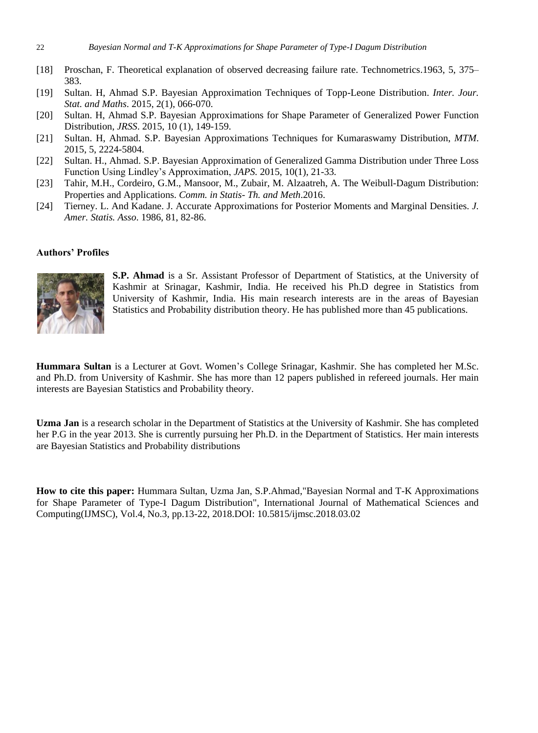[18] Proschan, F. Theoretical explanation of observed decreasing failure rate. Technometrics.1963, 5, 375–383.

[19] Sultan. H, Ahmad S.P. Bayesian Approximation Techniques of Topp-Leone Distribution. *Inter. Jour. Stat. and Maths*. 2015, 2(1), 066-070.

[20] Sultan. H, Ahmad S.P. Bayesian Approximations for Shape Parameter of Generalized Power Function Distribution, *JRSS*. 2015, 10 (1), 149-159.

[21] Sultan. H, Ahmad. S.P. Bayesian Approximation Techniques for Kumaraswamy Distribution, *MTM*. 2015, 5, 2224-5804.

[22] Sultan. H., Ahmad. S.P. Bayesian Approximation of Generalized Gamma Distribution under Three Loss Function Using Lindley's Approximation, *JAPS.* 2015, 10(1), 21-33.

[23] Tahir, M.H., Cordeiro, G.M., Mansoor, M., Zubair, M. Alzaatreh, A. The Weibull-Dagum Distribution: Properties and Applications. *Comm. in Statis- Th. and Meth*.2016.

[24] Tierney. L. And Kadane. J. Accurate Approximations for Posterior Moments and Marginal Densities. *J. Amer. Statis. Asso*. 1986, 81, 82-86.

**Authors' Profiles**

**S.P. Ahmad** is a Sr. Assistant Professor of Department of Statistics, at the University of Kashmir at Srinagar, Kashmir, India. He received his Ph.D degree in Statistics from University of Kashmir, India. His main research interests are in the areas of Bayesian Statistics and Probability distribution theory. He has published more than 45 publications.

**Hummara Sultan** is a Lecturer at Govt. Women's College Srinagar, Kashmir. She has completed her M.Sc. and Ph.D. from University of Kashmir. She has more than 12 papers published in refereed journals. Her main interests are Bayesian Statistics and Probability theory.

**Uzma Jan** is a research scholar in the Department of Statistics at the University of Kashmir. She has completed her P.G in the year 2013. She is currently pursuing her Ph.D. in the Department of Statistics. Her main interests are Bayesian Statistics and Probability distributions

**How to cite this paper:** Hummara Sultan, Uzma Jan, S.P.Ahmad,"Bayesian Normal and T-K Approximations for Shape Parameter of Type-I Dagum Distribution", International Journal of Mathematical Sciences and Computing(IJMSC), Vol.4, No.3, pp.13-22, 2018.DOI: 10.5815/ijmsc.2018.03.02